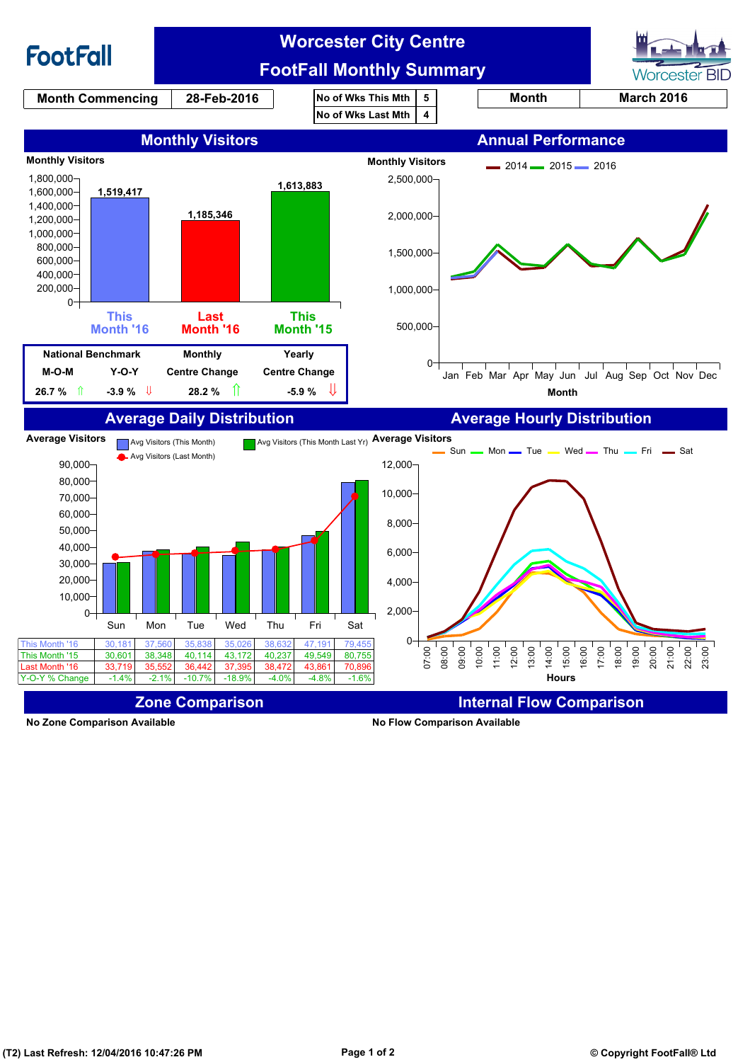# FootFall

## Worcester City Centre FootFall Monthly Summary

Worcester BID

| Month Commencing | 28-Feb-2016 |
|---|---|

| No of Wks This Mth | 5 |
|---|---|
| No of Wks Last Mth | 4 |

| Month | March 2016 |
|---|---|

## Monthly Visitors

Monthly Visitors

| | Visitors |
|---|---|
| This Month '16 | 1,519,417 |
| Last Month '16 | 1,185,346 |
| This Month '15 | 1,613,883 |

| National Benchmark | | Monthly | Yearly |
|---|---|---|---|
| M-O-M | Y-O-Y | Centre Change | Centre Change |
| 26.7 % ⇧ | -3.9 % ⇩ | 28.2 % ⇧ | -5.9 % ⇩ |

## Annual Performance

Monthly Visitors (2014, 2015, 2016) by Month: Jan, Feb, Mar, Apr, May, Jun, Jul, Aug, Sep, Oct, Nov, Dec

## Average Daily Distribution

Average Visitors — Avg Visitors (This Month), Avg Visitors (This Month Last Yr), Avg Visitors (Last Month)

| | Sun | Mon | Tue | Wed | Thu | Fri | Sat |
|---|---|---|---|---|---|---|---|
| This Month '16 | 30,181 | 37,560 | 35,838 | 35,026 | 38,632 | 47,191 | 79,455 |
| This Month '15 | 30,601 | 38,348 | 40,114 | 43,172 | 40,237 | 49,549 | 80,755 |
| Last Month '16 | 33,719 | 35,552 | 36,442 | 37,395 | 38,472 | 43,861 | 70,896 |
| Y-O-Y % Change | -1.4% | -2.1% | -10.7% | -18.9% | -4.0% | -4.8% | -1.6% |

## Average Hourly Distribution

Average Visitors — Sun, Mon, Tue, Wed, Thu, Fri, Sat by Hours (07:00 – 23:00)

## Zone Comparison

No Zone Comparison Available

## Internal Flow Comparison

No Flow Comparison Available

(T2) Last Refresh: 12/04/2016 10:47:26 PM

© Copyright FootFall® Ltd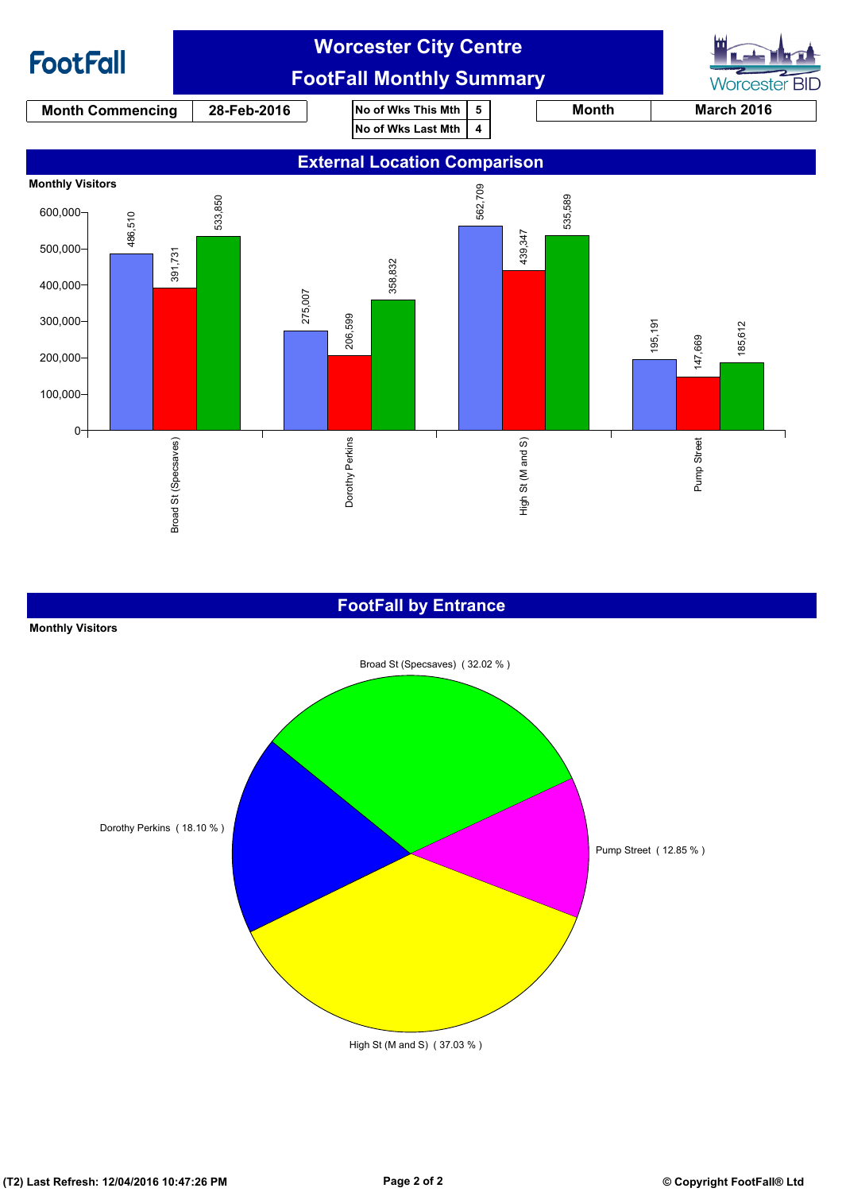**FootFall**

# Worcester City Centre
## FootFall Monthly Summary

Worcester BID

| Month Commencing | 28-Feb-2016 |
|---|---|

| No of Wks This Mth | 5 |
|---|---|
| No of Wks Last Mth | 4 |

| Month | March 2016 |
|---|---|

## External Location Comparison

Monthly Visitors

| Location | Blue bar | Red bar | Green bar |
|---|---|---|---|
| Broad St (Specsaves) | 486,510 | 391,731 | 533,850 |
| Dorothy Perkins | 275,007 | 206,599 | 358,832 |
| High St (M and S) | 562,709 | 439,347 | 535,589 |
| Pump Street | 195,191 | 147,669 | 185,612 |

## FootFall by Entrance

Monthly Visitors

| Entrance | Share |
|---|---|
| Broad St (Specsaves) | 32.02 % |
| Dorothy Perkins | 18.10 % |
| High St (M and S) | 37.03 % |
| Pump Street | 12.85 % |

(T2) Last Refresh: 12/04/2016 10:47:26 PM

© Copyright FootFall® Ltd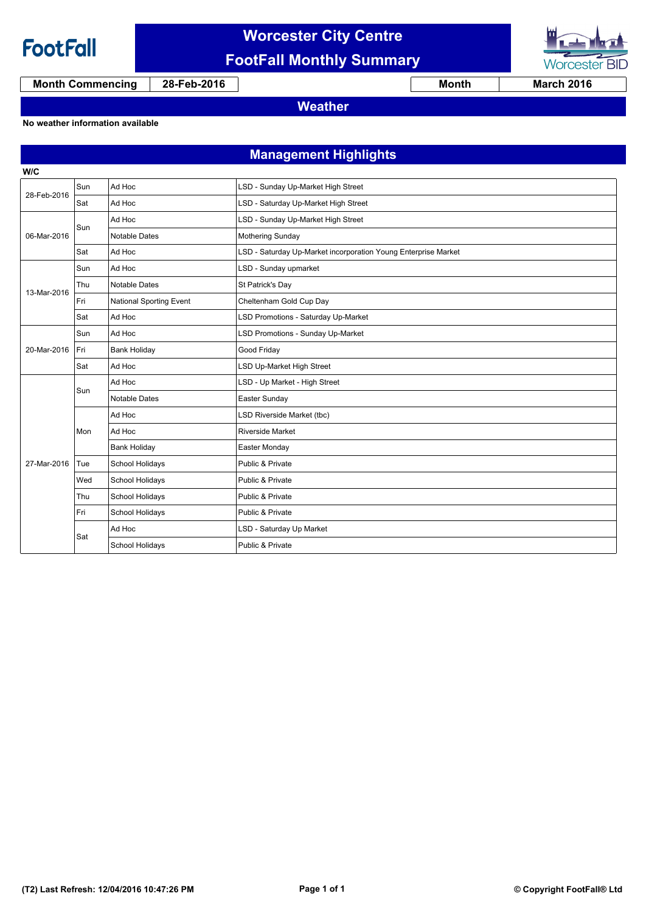# Worcester City Centre

## FootFall Monthly Summary

| Month Commencing | 28-Feb-2016 | Month | March 2016 |
|---|---|---|---|

## Weather

**No weather information available**

## Management Highlights

| W/C | | | |
|---|---|---|---|
| 28-Feb-2016 | Sun | Ad Hoc | LSD - Sunday Up-Market High Street |
| | Sat | Ad Hoc | LSD - Saturday Up-Market High Street |
| 06-Mar-2016 | Sun | Ad Hoc | LSD - Sunday Up-Market High Street |
| | | Notable Dates | Mothering Sunday |
| | Sat | Ad Hoc | LSD - Saturday Up-Market incorporation Young Enterprise Market |
| 13-Mar-2016 | Sun | Ad Hoc | LSD - Sunday upmarket |
| | Thu | Notable Dates | St Patrick's Day |
| | Fri | National Sporting Event | Cheltenham Gold Cup Day |
| | Sat | Ad Hoc | LSD Promotions - Saturday Up-Market |
| 20-Mar-2016 | Sun | Ad Hoc | LSD Promotions - Sunday Up-Market |
| | Fri | Bank Holiday | Good Friday |
| | Sat | Ad Hoc | LSD Up-Market High Street |
| 27-Mar-2016 | Sun | Ad Hoc | LSD - Up Market - High Street |
| | | Notable Dates | Easter Sunday |
| | Mon | Ad Hoc | LSD Riverside Market (tbc) |
| | | Ad Hoc | Riverside Market |
| | | Bank Holiday | Easter Monday |
| | Tue | School Holidays | Public & Private |
| | Wed | School Holidays | Public & Private |
| | Thu | School Holidays | Public & Private |
| | Fri | School Holidays | Public & Private |
| | Sat | Ad Hoc | LSD - Saturday Up Market |
| | | School Holidays | Public & Private |

(T2) Last Refresh: 12/04/2016 10:47:26 PM

© Copyright FootFall® Ltd